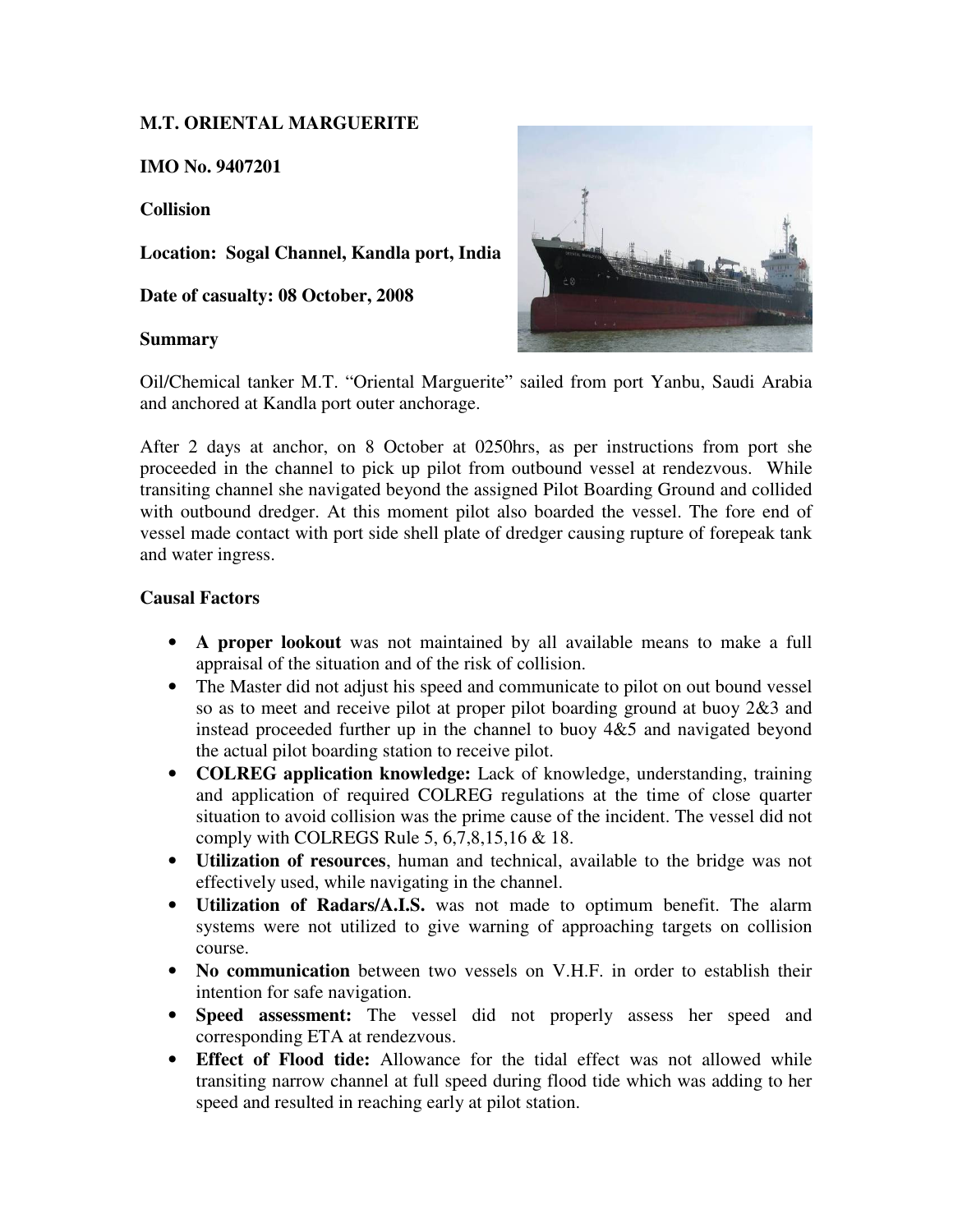**M.T. ORIENTAL MARGUERITE**

**IMO No. 9407201**

**Collision**

**Location: Sogal Channel, Kandla port, India**

**Date of casualty: 08 October, 2008**

**Summary**

Oil/Chemical tanker M.T. "Oriental Marguerite" sailed from port Yanbu, Saudi Arabia and anchored at Kandla port outer anchorage.

After 2 days at anchor, on 8 October at 0250hrs, as per instructions from port she proceeded in the channel to pick up pilot from outbound vessel at rendezvous. While transiting channel she navigated beyond the assigned Pilot Boarding Ground and collided with outbound dredger. At this moment pilot also boarded the vessel. The fore end of vessel made contact with port side shell plate of dredger causing rupture of forepeak tank and water ingress.

**Causal Factors**

- **A proper lookout** was not maintained by all available means to make a full appraisal of the situation and of the risk of collision.
- The Master did not adjust his speed and communicate to pilot on out bound vessel so as to meet and receive pilot at proper pilot boarding ground at buoy 2&3 and instead proceeded further up in the channel to buoy 4&5 and navigated beyond the actual pilot boarding station to receive pilot.
- **COLREG application knowledge:** Lack of knowledge, understanding, training and application of required COLREG regulations at the time of close quarter situation to avoid collision was the prime cause of the incident. The vessel did not comply with COLREGS Rule 5, 6,7,8,15,16 & 18.
- **Utilization of resources**, human and technical, available to the bridge was not effectively used, while navigating in the channel.
- **Utilization of Radars/A.I.S.** was not made to optimum benefit. The alarm systems were not utilized to give warning of approaching targets on collision course.
- **No communication** between two vessels on V.H.F. in order to establish their intention for safe navigation.
- **Speed assessment:** The vessel did not properly assess her speed and corresponding ETA at rendezvous.
- **Effect of Flood tide:** Allowance for the tidal effect was not allowed while transiting narrow channel at full speed during flood tide which was adding to her speed and resulted in reaching early at pilot station.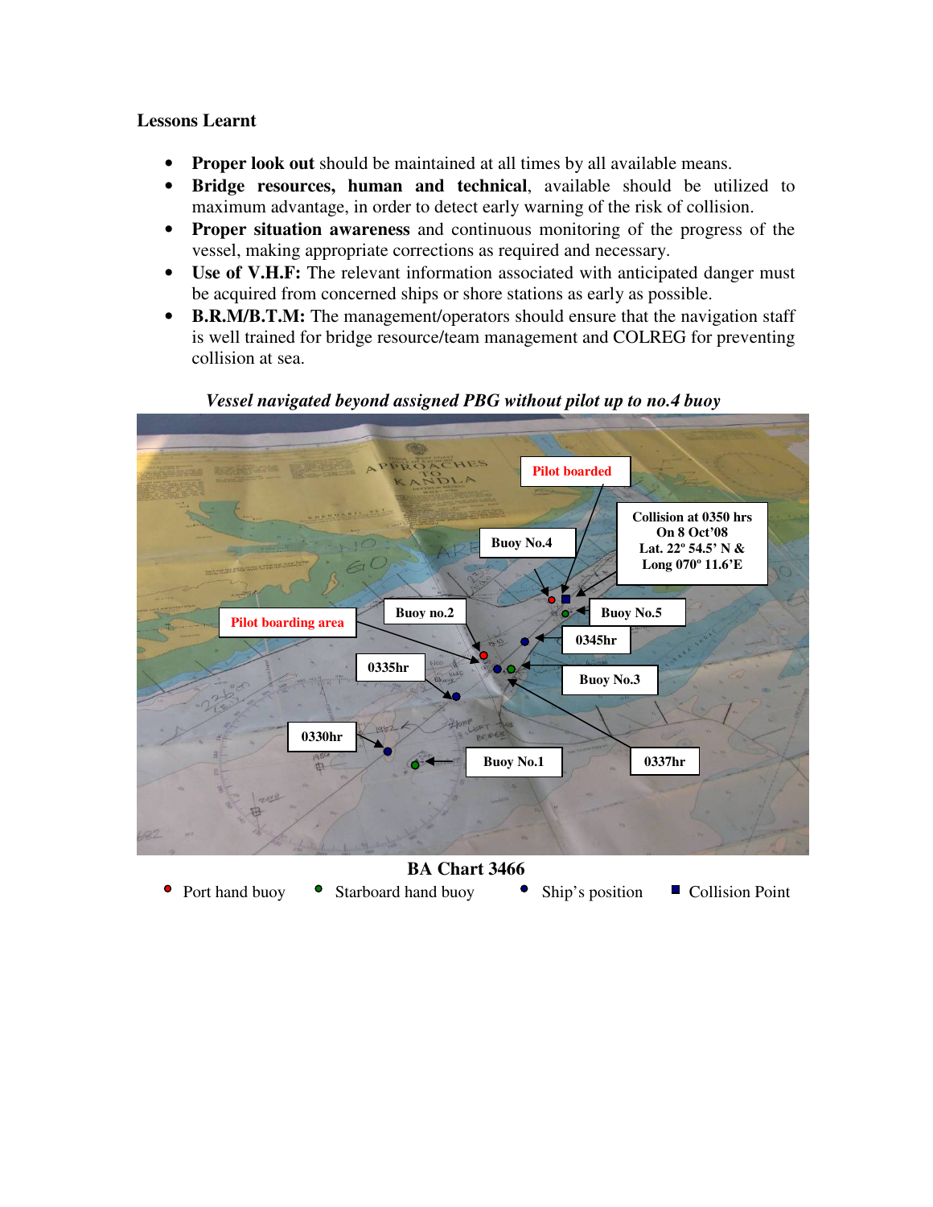**Lessons Learnt**

- **Proper look out** should be maintained at all times by all available means.
- **Bridge resources, human and technical**, available should be utilized to maximum advantage, in order to detect early warning of the risk of collision.
- **Proper situation awareness** and continuous monitoring of the progress of the vessel, making appropriate corrections as required and necessary.
- **Use of V.H.F:** The relevant information associated with anticipated danger must be acquired from concerned ships or shore stations as early as possible.
- **B.R.M/B.T.M:** The management/operators should ensure that the navigation staff is well trained for bridge resource/team management and COLREG for preventing collision at sea.

***Vessel navigated beyond assigned PBG without pilot up to no.4 buoy***

Pilot boarded

Collision at 0350 hrs
On 8 Oct'08
Lat. 22º 54.5' N &
Long 070º 11.6'E

Buoy No.4

Buoy No.5

Pilot boarding area

Buoy no.2

0345hr

0335hr

Buoy No.3

0330hr

Buoy No.1

0337hr

**BA Chart 3466**

Port hand buoy    Starboard hand buoy    Ship's position    Collision Point